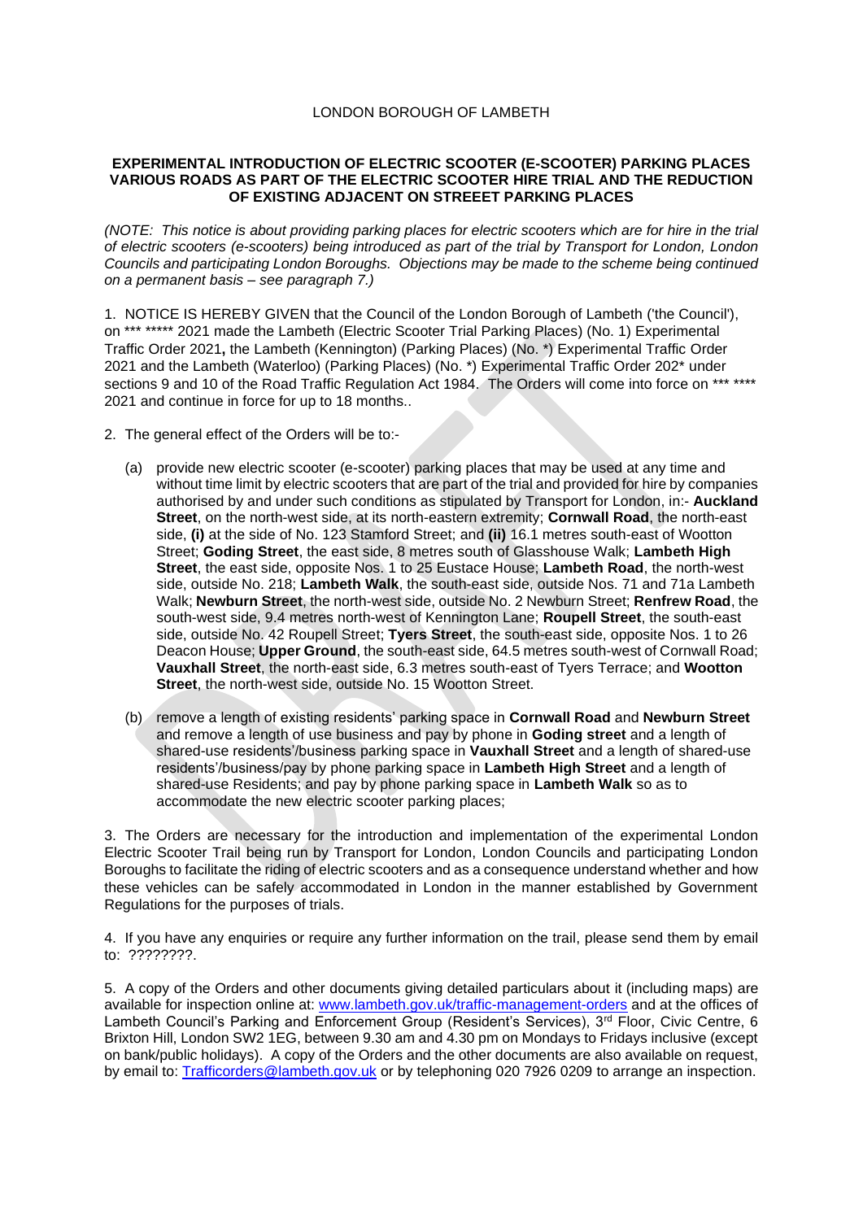LONDON BOROUGH OF LAMBETH

**EXPERIMENTAL INTRODUCTION OF ELECTRIC SCOOTER (E-SCOOTER) PARKING PLACES VARIOUS ROADS AS PART OF THE ELECTRIC SCOOTER HIRE TRIAL AND THE REDUCTION OF EXISTING ADJACENT ON STREEET PARKING PLACES**

*(NOTE: This notice is about providing parking places for electric scooters which are for hire in the trial of electric scooters (e-scooters) being introduced as part of the trial by Transport for London, London Councils and participating London Boroughs. Objections may be made to the scheme being continued on a permanent basis – see paragraph 7.)*

1. NOTICE IS HEREBY GIVEN that the Council of the London Borough of Lambeth ('the Council'), on *** ***** 2021 made the Lambeth (Electric Scooter Trial Parking Places) (No. 1) Experimental Traffic Order 2021**,** the Lambeth (Kennington) (Parking Places) (No. *) Experimental Traffic Order 2021 and the Lambeth (Waterloo) (Parking Places) (No. *) Experimental Traffic Order 202* under sections 9 and 10 of the Road Traffic Regulation Act 1984. The Orders will come into force on *** **** 2021 and continue in force for up to 18 months..

2. The general effect of the Orders will be to:-

   (a) provide new electric scooter (e-scooter) parking places that may be used at any time and without time limit by electric scooters that are part of the trial and provided for hire by companies authorised by and under such conditions as stipulated by Transport for London, in:- **Auckland Street**, on the north-west side, at its north-eastern extremity; **Cornwall Road**, the north-east side, **(i)** at the side of No. 123 Stamford Street; and **(ii)** 16.1 metres south-east of Wootton Street; **Goding Street**, the east side, 8 metres south of Glasshouse Walk; **Lambeth High Street**, the east side, opposite Nos. 1 to 25 Eustace House; **Lambeth Road**, the north-west side, outside No. 218; **Lambeth Walk**, the south-east side, outside Nos. 71 and 71a Lambeth Walk; **Newburn Street**, the north-west side, outside No. 2 Newburn Street; **Renfrew Road**, the south-west side, 9.4 metres north-west of Kennington Lane; **Roupell Street**, the south-east side, outside No. 42 Roupell Street; **Tyers Street**, the south-east side, opposite Nos. 1 to 26 Deacon House; **Upper Ground**, the south-east side, 64.5 metres south-west of Cornwall Road; **Vauxhall Street**, the north-east side, 6.3 metres south-east of Tyers Terrace; and **Wootton Street**, the north-west side, outside No. 15 Wootton Street.

   (b) remove a length of existing residents' parking space in **Cornwall Road** and **Newburn Street** and remove a length of use business and pay by phone in **Goding street** and a length of shared-use residents'/business parking space in **Vauxhall Street** and a length of shared-use residents'/business/pay by phone parking space in **Lambeth High Street** and a length of shared-use Residents; and pay by phone parking space in **Lambeth Walk** so as to accommodate the new electric scooter parking places;

3. The Orders are necessary for the introduction and implementation of the experimental London Electric Scooter Trail being run by Transport for London, London Councils and participating London Boroughs to facilitate the riding of electric scooters and as a consequence understand whether and how these vehicles can be safely accommodated in London in the manner established by Government Regulations for the purposes of trials.

4. If you have any enquiries or require any further information on the trail, please send them by email to: ????????.

5. A copy of the Orders and other documents giving detailed particulars about it (including maps) are available for inspection online at: www.lambeth.gov.uk/traffic-management-orders and at the offices of Lambeth Council's Parking and Enforcement Group (Resident's Services), 3rd Floor, Civic Centre, 6 Brixton Hill, London SW2 1EG, between 9.30 am and 4.30 pm on Mondays to Fridays inclusive (except on bank/public holidays). A copy of the Orders and the other documents are also available on request, by email to: Trafficorders@lambeth.gov.uk or by telephoning 020 7926 0209 to arrange an inspection.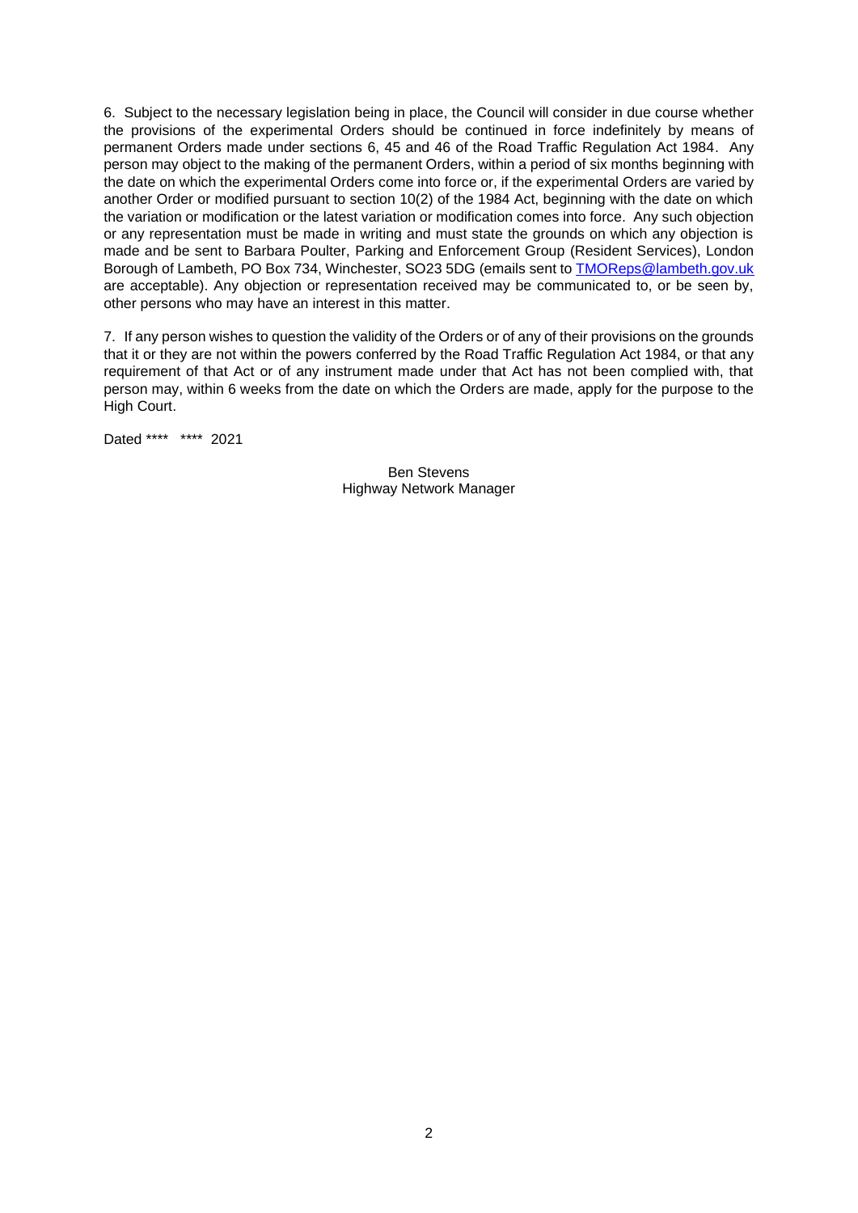6. Subject to the necessary legislation being in place, the Council will consider in due course whether the provisions of the experimental Orders should be continued in force indefinitely by means of permanent Orders made under sections 6, 45 and 46 of the Road Traffic Regulation Act 1984. Any person may object to the making of the permanent Orders, within a period of six months beginning with the date on which the experimental Orders come into force or, if the experimental Orders are varied by another Order or modified pursuant to section 10(2) of the 1984 Act, beginning with the date on which the variation or modification or the latest variation or modification comes into force. Any such objection or any representation must be made in writing and must state the grounds on which any objection is made and be sent to Barbara Poulter, Parking and Enforcement Group (Resident Services), London Borough of Lambeth, PO Box 734, Winchester, SO23 5DG (emails sent to TMOReps@lambeth.gov.uk are acceptable). Any objection or representation received may be communicated to, or be seen by, other persons who may have an interest in this matter.

7. If any person wishes to question the validity of the Orders or of any of their provisions on the grounds that it or they are not within the powers conferred by the Road Traffic Regulation Act 1984, or that any requirement of that Act or of any instrument made under that Act has not been complied with, that person may, within 6 weeks from the date on which the Orders are made, apply for the purpose to the High Court.

Dated **** **** 2021

Ben Stevens
Highway Network Manager